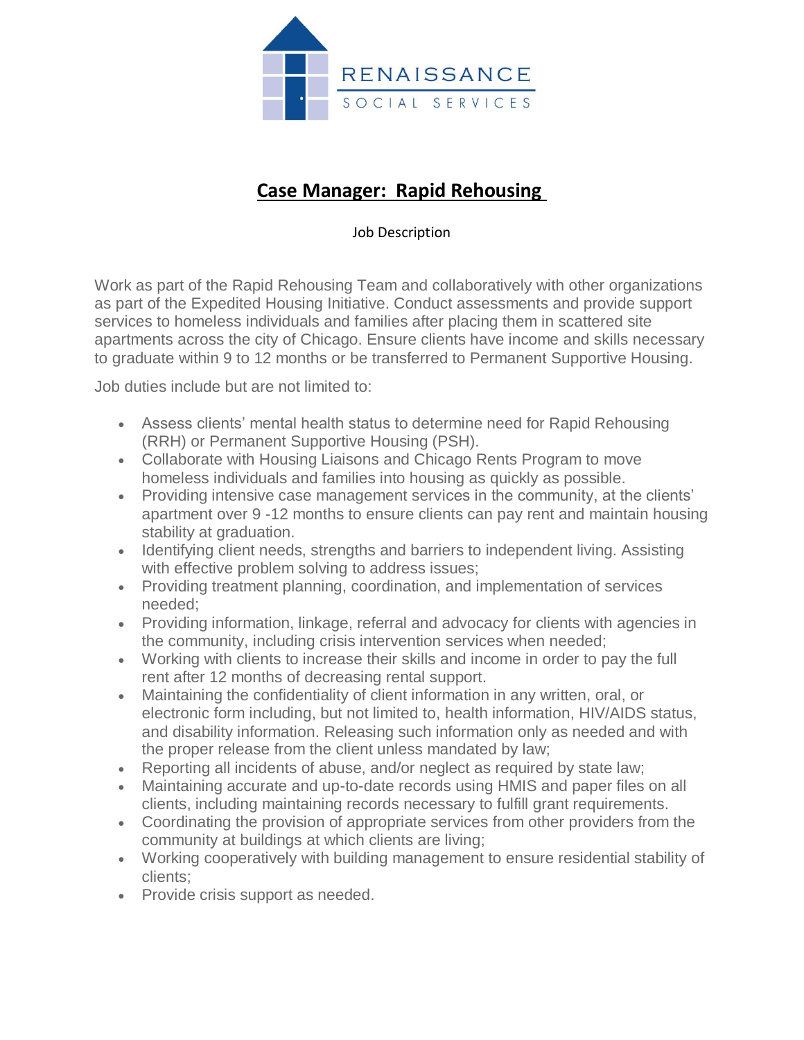RENAISSANCE
SOCIAL SERVICES

# Case Manager: Rapid Rehousing

Job Description

Work as part of the Rapid Rehousing Team and collaboratively with other organizations as part of the Expedited Housing Initiative. Conduct assessments and provide support services to homeless individuals and families after placing them in scattered site apartments across the city of Chicago. Ensure clients have income and skills necessary to graduate within 9 to 12 months or be transferred to Permanent Supportive Housing.

Job duties include but are not limited to:

- Assess clients' mental health status to determine need for Rapid Rehousing (RRH) or Permanent Supportive Housing (PSH).
- Collaborate with Housing Liaisons and Chicago Rents Program to move homeless individuals and families into housing as quickly as possible.
- Providing intensive case management services in the community, at the clients' apartment over 9 -12 months to ensure clients can pay rent and maintain housing stability at graduation.
- Identifying client needs, strengths and barriers to independent living. Assisting with effective problem solving to address issues;
- Providing treatment planning, coordination, and implementation of services needed;
- Providing information, linkage, referral and advocacy for clients with agencies in the community, including crisis intervention services when needed;
- Working with clients to increase their skills and income in order to pay the full rent after 12 months of decreasing rental support.
- Maintaining the confidentiality of client information in any written, oral, or electronic form including, but not limited to, health information, HIV/AIDS status, and disability information. Releasing such information only as needed and with the proper release from the client unless mandated by law;
- Reporting all incidents of abuse, and/or neglect as required by state law;
- Maintaining accurate and up-to-date records using HMIS and paper files on all clients, including maintaining records necessary to fulfill grant requirements.
- Coordinating the provision of appropriate services from other providers from the community at buildings at which clients are living;
- Working cooperatively with building management to ensure residential stability of clients;
- Provide crisis support as needed.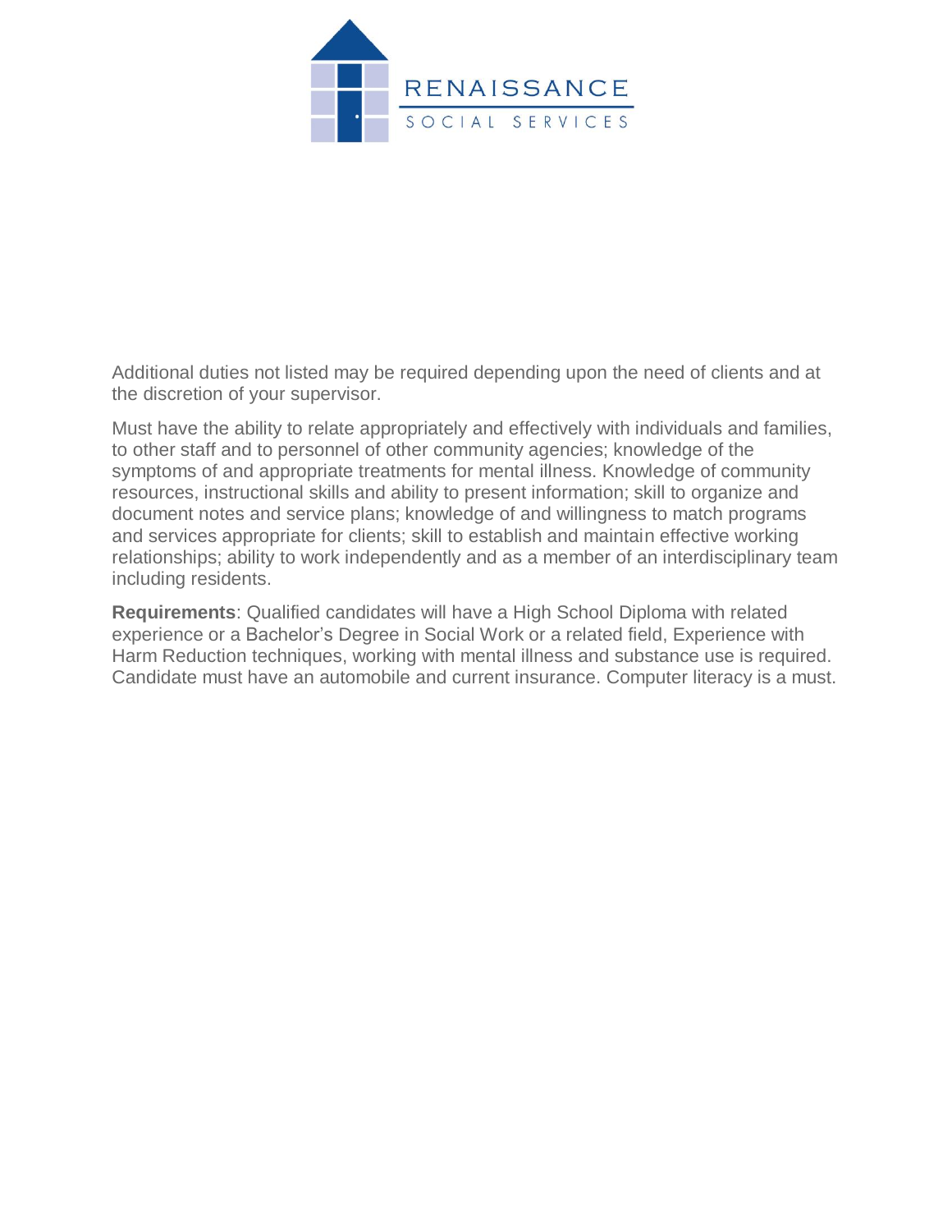Additional duties not listed may be required depending upon the need of clients and at the discretion of your supervisor.

Must have the ability to relate appropriately and effectively with individuals and families, to other staff and to personnel of other community agencies; knowledge of the symptoms of and appropriate treatments for mental illness. Knowledge of community resources, instructional skills and ability to present information; skill to organize and document notes and service plans; knowledge of and willingness to match programs and services appropriate for clients; skill to establish and maintain effective working relationships; ability to work independently and as a member of an interdisciplinary team including residents.

**Requirements**: Qualified candidates will have a High School Diploma with related experience or a Bachelor's Degree in Social Work or a related field, Experience with Harm Reduction techniques, working with mental illness and substance use is required. Candidate must have an automobile and current insurance. Computer literacy is a must.